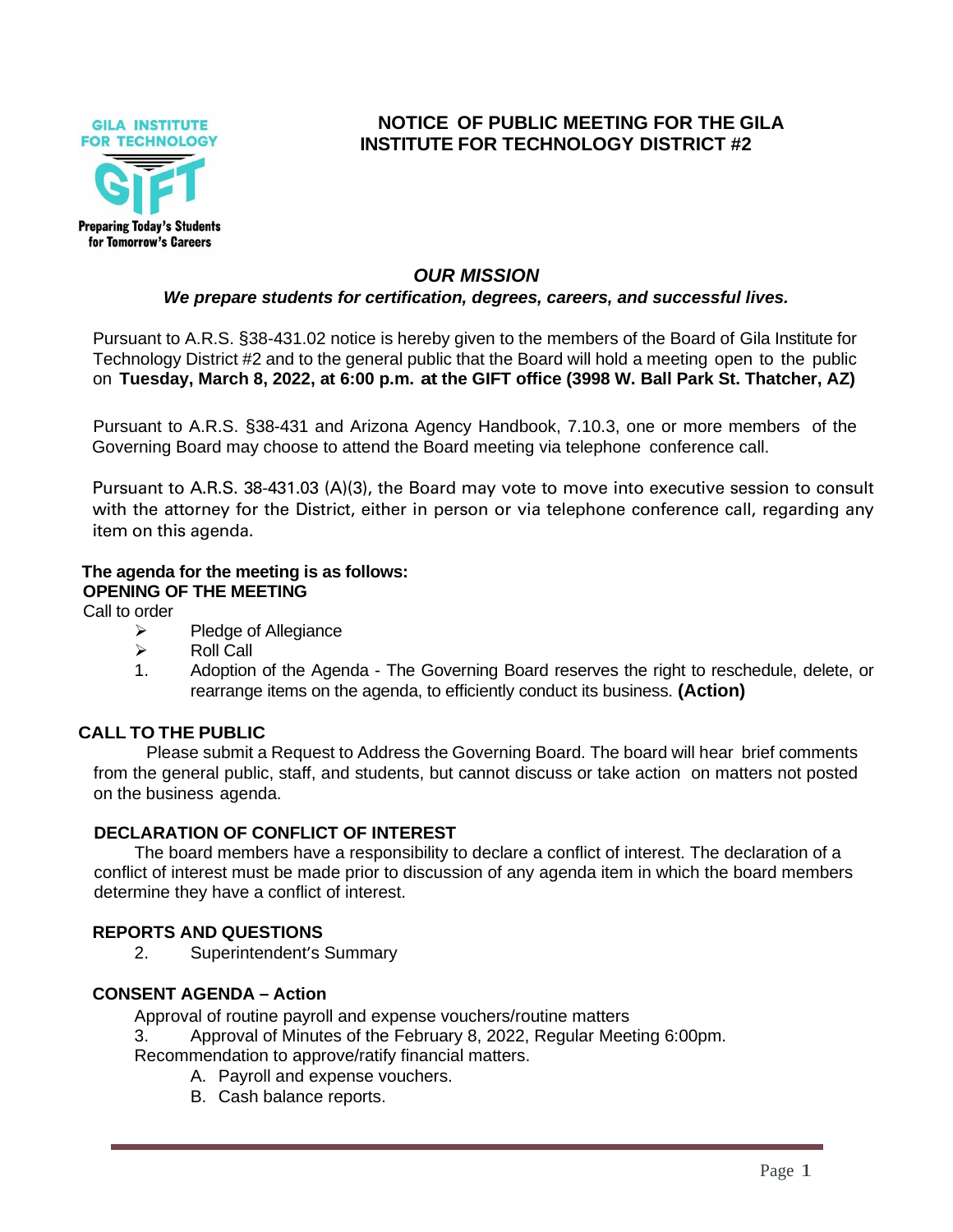GILA INSTITUTE FOR TECHNOLOGY

GIFT

Preparing Today's Students for Tomorrow's Careers

# NOTICE OF PUBLIC MEETING FOR THE GILA INSTITUTE FOR TECHNOLOGY DISTRICT #2

## *OUR MISSION*

***We prepare students for certification, degrees, careers, and successful lives.***

Pursuant to A.R.S. §38-431.02 notice is hereby given to the members of the Board of Gila Institute for Technology District #2 and to the general public that the Board will hold a meeting open to the public on **Tuesday, March 8, 2022, at 6:00 p.m. at the GIFT office (3998 W. Ball Park St. Thatcher, AZ)**

Pursuant to A.R.S. §38-431 and Arizona Agency Handbook, 7.10.3, one or more members of the Governing Board may choose to attend the Board meeting via telephone conference call.

Pursuant to A.R.S. 38-431.03 (A)(3), the Board may vote to move into executive session to consult with the attorney for the District, either in person or via telephone conference call, regarding any item on this agenda.

**The agenda for the meeting is as follows:**

**OPENING OF THE MEETING**

Call to order

- Pledge of Allegiance
- Roll Call

1. Adoption of the Agenda - The Governing Board reserves the right to reschedule, delete, or rearrange items on the agenda, to efficiently conduct its business. **(Action)**

**CALL TO THE PUBLIC**

Please submit a Request to Address the Governing Board. The board will hear brief comments from the general public, staff, and students, but cannot discuss or take action on matters not posted on the business agenda.

**DECLARATION OF CONFLICT OF INTEREST**

The board members have a responsibility to declare a conflict of interest. The declaration of a conflict of interest must be made prior to discussion of any agenda item in which the board members determine they have a conflict of interest.

**REPORTS AND QUESTIONS**

2. Superintendent's Summary

**CONSENT AGENDA – Action**

Approval of routine payroll and expense vouchers/routine matters

3. Approval of Minutes of the February 8, 2022, Regular Meeting 6:00pm.

Recommendation to approve/ratify financial matters.

A. Payroll and expense vouchers.
B. Cash balance reports.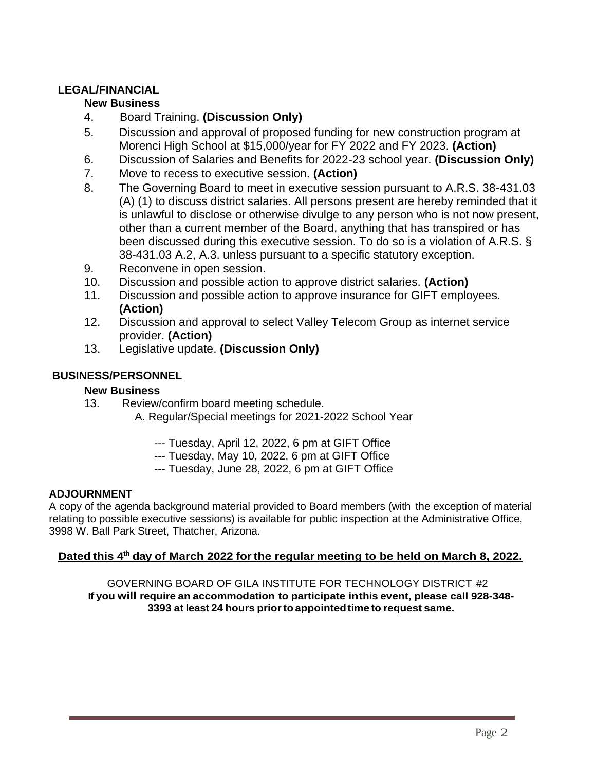**LEGAL/FINANCIAL**

**New Business**

4. Board Training. **(Discussion Only)**
5. Discussion and approval of proposed funding for new construction program at Morenci High School at $15,000/year for FY 2022 and FY 2023. **(Action)**
6. Discussion of Salaries and Benefits for 2022-23 school year. **(Discussion Only)**
7. Move to recess to executive session. **(Action)**
8. The Governing Board to meet in executive session pursuant to A.R.S. 38-431.03 (A) (1) to discuss district salaries. All persons present are hereby reminded that it is unlawful to disclose or otherwise divulge to any person who is not now present, other than a current member of the Board, anything that has transpired or has been discussed during this executive session. To do so is a violation of A.R.S. § 38-431.03 A.2, A.3. unless pursuant to a specific statutory exception.
9. Reconvene in open session.
10. Discussion and possible action to approve district salaries. **(Action)**
11. Discussion and possible action to approve insurance for GIFT employees. **(Action)**
12. Discussion and approval to select Valley Telecom Group as internet service provider. **(Action)**
13. Legislative update. **(Discussion Only)**

**BUSINESS/PERSONNEL**

**New Business**

13. Review/confirm board meeting schedule.
    A. Regular/Special meetings for 2021-2022 School Year

    --- Tuesday, April 12, 2022, 6 pm at GIFT Office
    --- Tuesday, May 10, 2022, 6 pm at GIFT Office
    --- Tuesday, June 28, 2022, 6 pm at GIFT Office

**ADJOURNMENT**

A copy of the agenda background material provided to Board members (with the exception of material relating to possible executive sessions) is available for public inspection at the Administrative Office, 3998 W. Ball Park Street, Thatcher, Arizona.

**Dated this 4th day of March 2022 for the regular meeting to be held on March 8, 2022.**

GOVERNING BOARD OF GILA INSTITUTE FOR TECHNOLOGY DISTRICT #2

**If you will require an accommodation to participate in this event, please call 928-348-3393 at least 24 hours prior to appointed time to request same.**